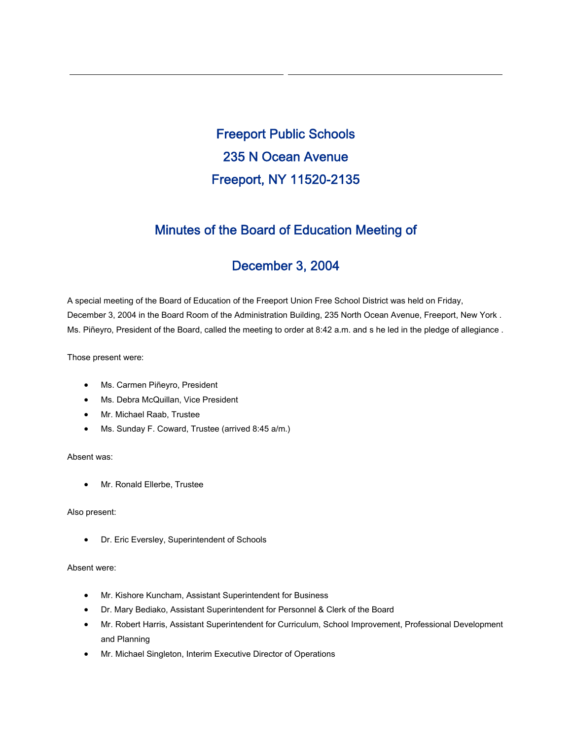# Freeport Public Schools

# 235 N Ocean Avenue

# Freeport, NY 11520-2135

## Minutes of the Board of Education Meeting of

## December 3, 2004

A special meeting of the Board of Education of the Freeport Union Free School District was held on Friday, December 3, 2004 in the Board Room of the Administration Building, 235 North Ocean Avenue, Freeport, New York . Ms. Piñeyro, President of the Board, called the meeting to order at 8:42 a.m. and s he led in the pledge of allegiance .

Those present were:

- Ms. Carmen Piñeyro, President
- Ms. Debra McQuillan, Vice President
- Mr. Michael Raab, Trustee
- Ms. Sunday F. Coward, Trustee (arrived 8:45 a/m.)

Absent was:

- Mr. Ronald Ellerbe, Trustee

Also present:

- Dr. Eric Eversley, Superintendent of Schools

Absent were:

- Mr. Kishore Kuncham, Assistant Superintendent for Business
- Dr. Mary Bediako, Assistant Superintendent for Personnel & Clerk of the Board
- Mr. Robert Harris, Assistant Superintendent for Curriculum, School Improvement, Professional Development and Planning
- Mr. Michael Singleton, Interim Executive Director of Operations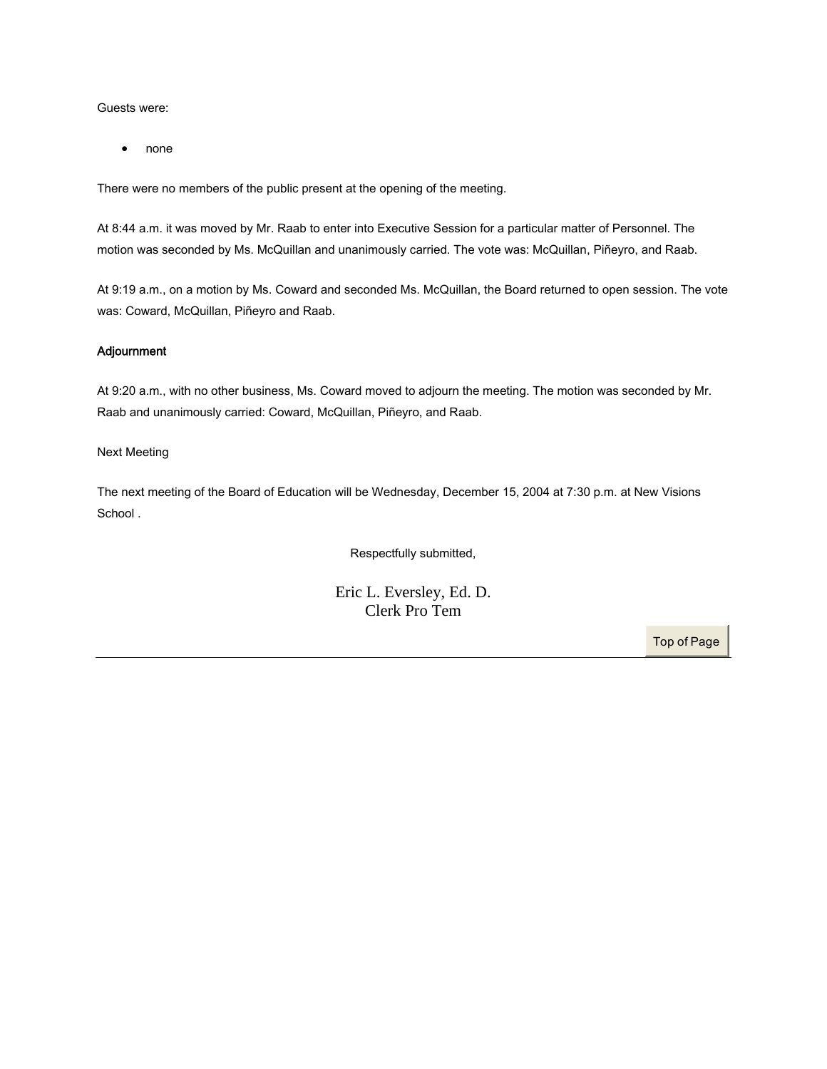Guests were:

- none

There were no members of the public present at the opening of the meeting.

At 8:44 a.m. it was moved by Mr. Raab to enter into Executive Session for a particular matter of Personnel. The motion was seconded by Ms. McQuillan and unanimously carried. The vote was: McQuillan, Piñeyro, and Raab.

At 9:19 a.m., on a motion by Ms. Coward and seconded Ms. McQuillan, the Board returned to open session. The vote was: Coward, McQuillan, Piñeyro and Raab.

**Adjournment**

At 9:20 a.m., with no other business, Ms. Coward moved to adjourn the meeting. The motion was seconded by Mr. Raab and unanimously carried: Coward, McQuillan, Piñeyro, and Raab.

Next Meeting

The next meeting of the Board of Education will be Wednesday, December 15, 2004 at 7:30 p.m. at New Visions School .

Respectfully submitted,

Eric L. Eversley, Ed. D.
Clerk Pro Tem

Top of Page